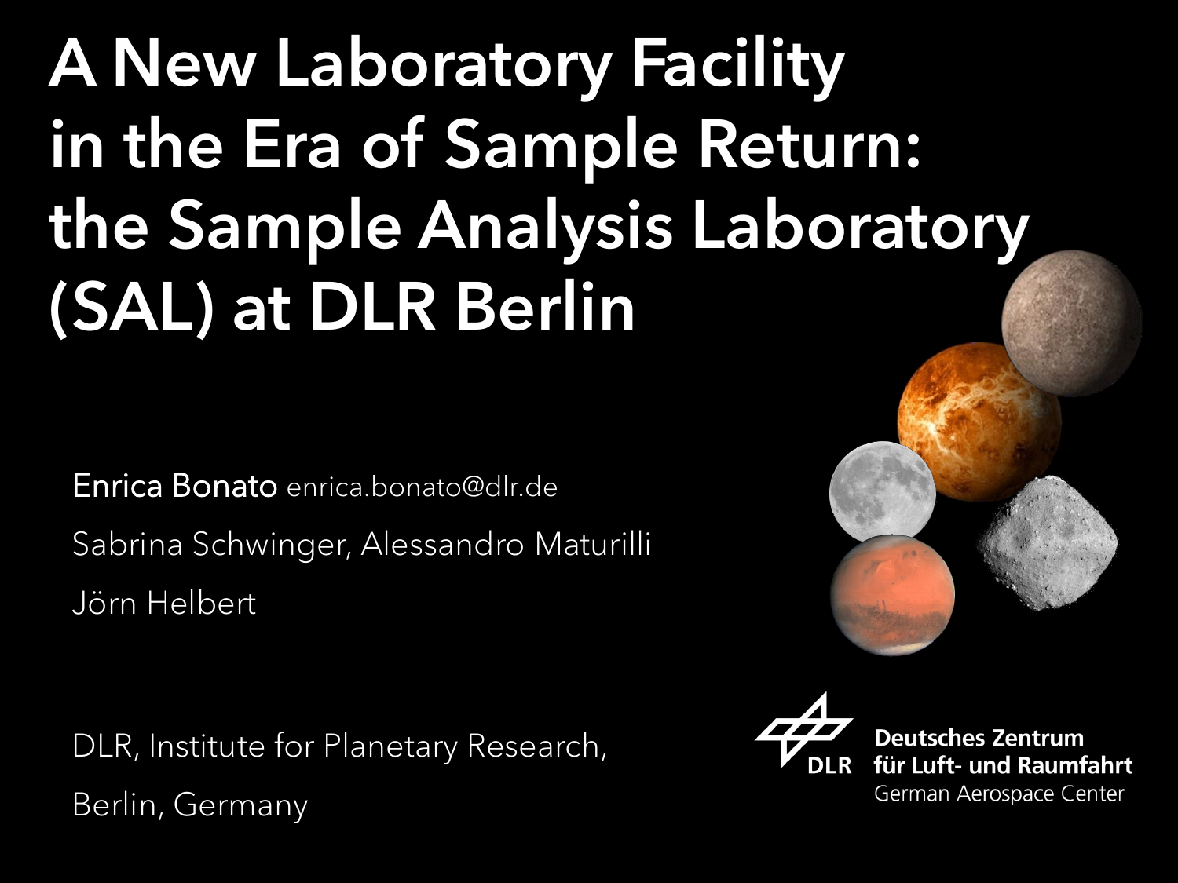# A New Laboratory Facility in the Era of Sample Return: the Sample Analysis Laboratory (SAL) at DLR Berlin

Enrica Bonato enrica.bonato@dlr.de

Sabrina Schwinger, Alessandro Maturilli

Jörn Helbert

DLR, Institute for Planetary Research,

Berlin, Germany

**Deutsches Zentrum für Luft- und Raumfahrt**
German Aerospace Center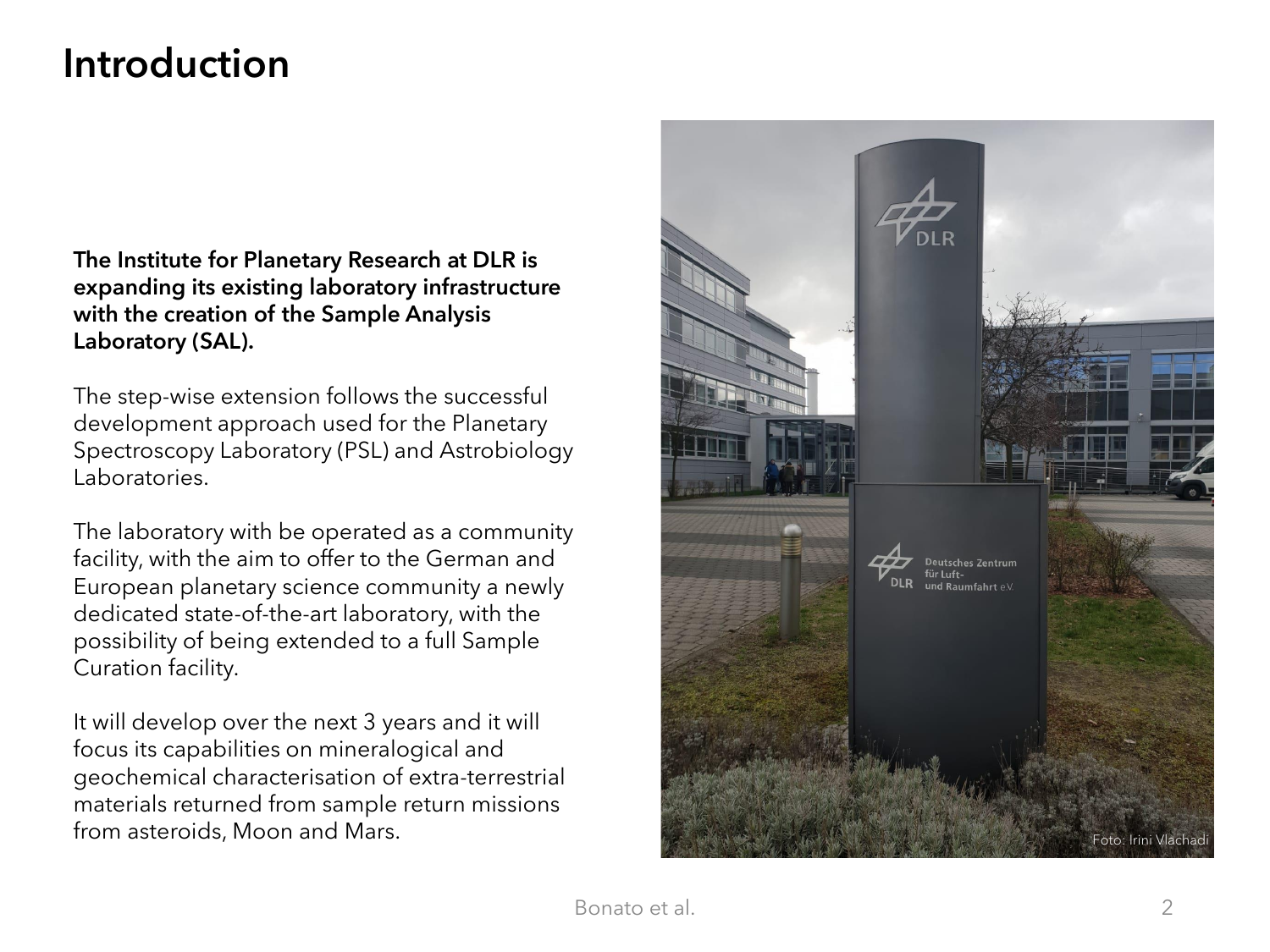# Introduction

**The Institute for Planetary Research at DLR is expanding its existing laboratory infrastructure with the creation of the Sample Analysis Laboratory (SAL).**

The step-wise extension follows the successful development approach used for the Planetary Spectroscopy Laboratory (PSL) and Astrobiology Laboratories.

The laboratory with be operated as a community facility, with the aim to offer to the German and European planetary science community a newly dedicated state-of-the-art laboratory, with the possibility of being extended to a full Sample Curation facility.

It will develop over the next 3 years and it will focus its capabilities on mineralogical and geochemical characterisation of extra-terrestrial materials returned from sample return missions from asteroids, Moon and Mars.

Foto: Irini Vlachadi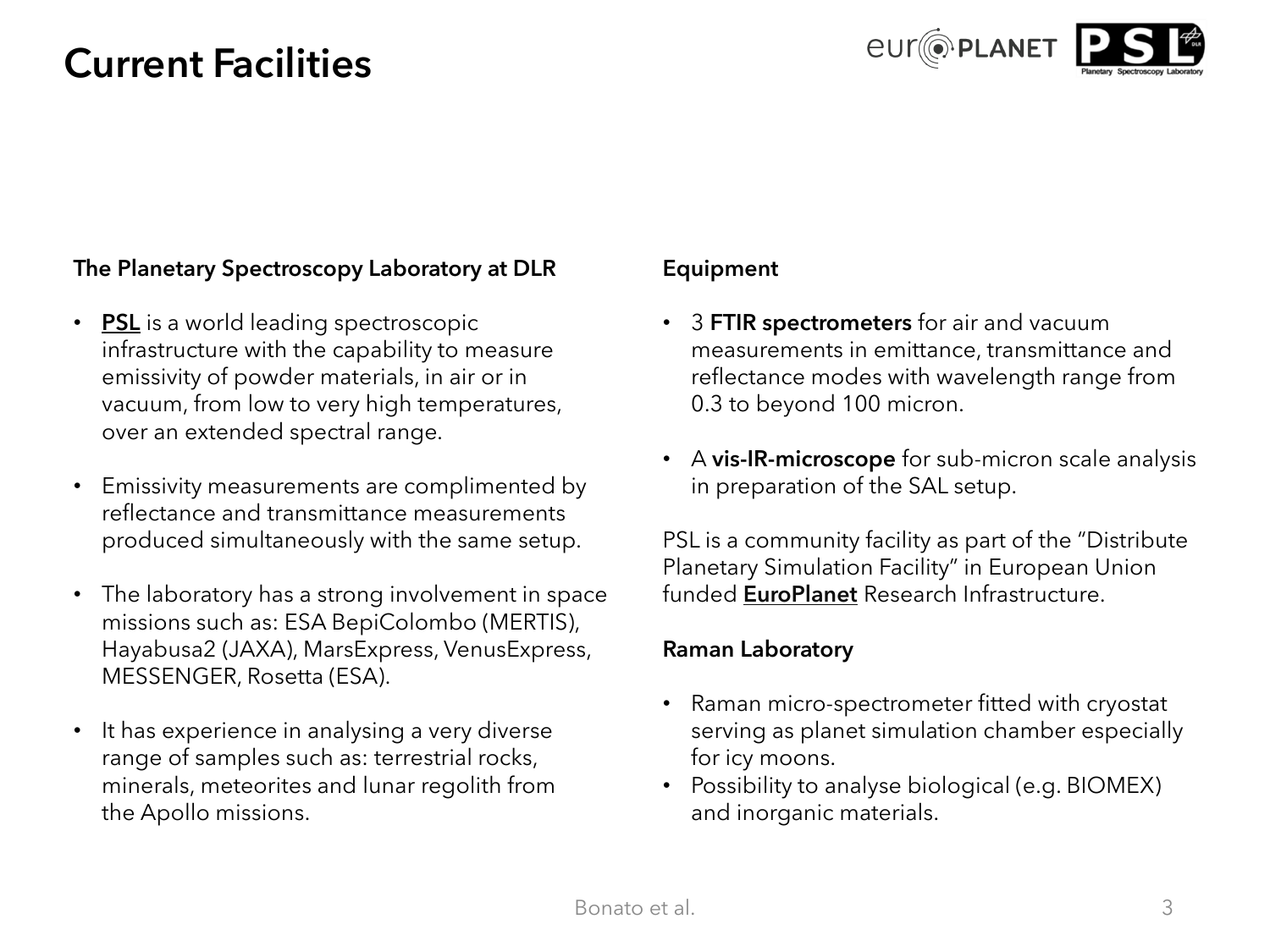# Current Facilities

### The Planetary Spectroscopy Laboratory at DLR

- **PSL** is a world leading spectroscopic infrastructure with the capability to measure emissivity of powder materials, in air or in vacuum, from low to very high temperatures, over an extended spectral range.
- Emissivity measurements are complimented by reflectance and transmittance measurements produced simultaneously with the same setup.
- The laboratory has a strong involvement in space missions such as: ESA BepiColombo (MERTIS), Hayabusa2 (JAXA), MarsExpress, VenusExpress, MESSENGER, Rosetta (ESA).
- It has experience in analysing a very diverse range of samples such as: terrestrial rocks, minerals, meteorites and lunar regolith from the Apollo missions.

### Equipment

- 3 **FTIR spectrometers** for air and vacuum measurements in emittance, transmittance and reflectance modes with wavelength range from 0.3 to beyond 100 micron.
- A **vis-IR-microscope** for sub-micron scale analysis in preparation of the SAL setup.

PSL is a community facility as part of the "Distribute Planetary Simulation Facility" in European Union funded **EuroPlanet** Research Infrastructure.

### Raman Laboratory

- Raman micro-spectrometer fitted with cryostat serving as planet simulation chamber especially for icy moons.
- Possibility to analyse biological (e.g. BIOMEX) and inorganic materials.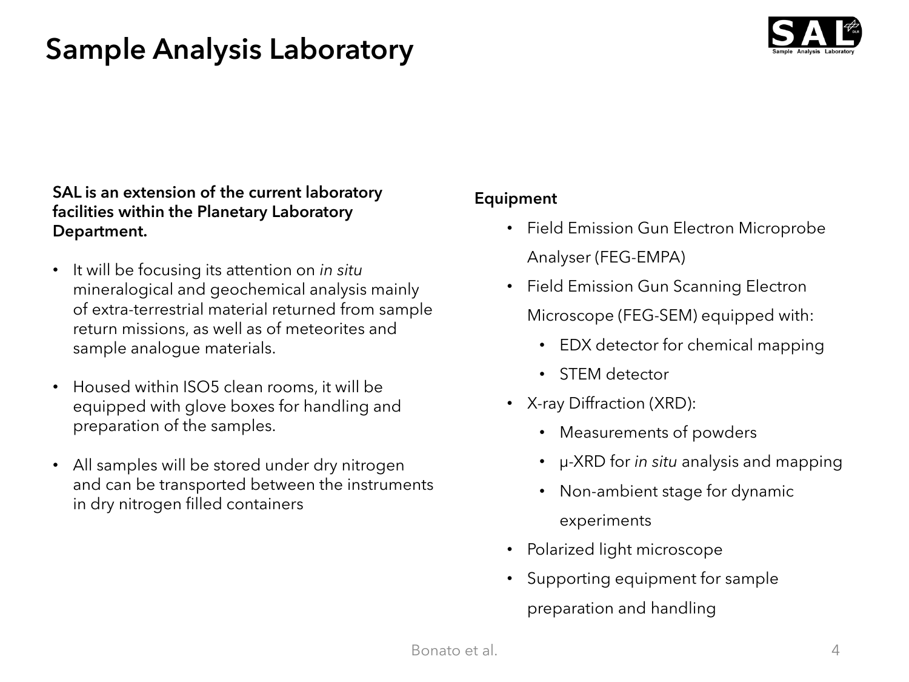# Sample Analysis Laboratory

**SAL is an extension of the current laboratory facilities within the Planetary Laboratory Department.**

- It will be focusing its attention on *in situ* mineralogical and geochemical analysis mainly of extra-terrestrial material returned from sample return missions, as well as of meteorites and sample analogue materials.
- Housed within ISO5 clean rooms, it will be equipped with glove boxes for handling and preparation of the samples.
- All samples will be stored under dry nitrogen and can be transported between the instruments in dry nitrogen filled containers

**Equipment**

- Field Emission Gun Electron Microprobe Analyser (FEG-EMPA)
- Field Emission Gun Scanning Electron Microscope (FEG-SEM) equipped with:
  - EDX detector for chemical mapping
  - STEM detector
- X-ray Diffraction (XRD):
  - Measurements of powders
  - μ-XRD for *in situ* analysis and mapping
  - Non-ambient stage for dynamic experiments
- Polarized light microscope
- Supporting equipment for sample preparation and handling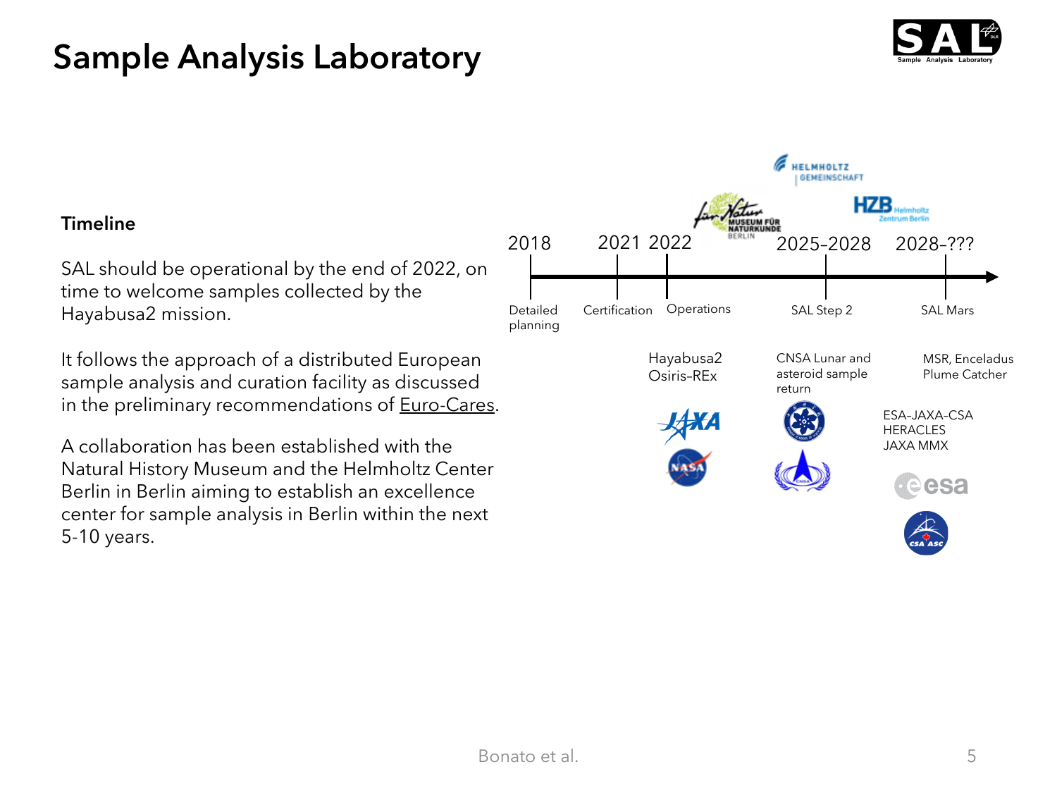# Sample Analysis Laboratory

**Timeline**

SAL should be operational by the end of 2022, on time to welcome samples collected by the Hayabusa2 mission.

It follows the approach of a distributed European sample analysis and curation facility as discussed in the preliminary recommendations of Euro-Cares.

A collaboration has been established with the Natural History Museum and the Helmholtz Center Berlin in Berlin aiming to establish an excellence center for sample analysis in Berlin within the next 5-10 years.

| 2018 | 2021 | 2022 | 2025-2028 | 2028-??? |
| --- | --- | --- | --- | --- |
| Detailed planning | Certification | Operations | SAL Step 2 | SAL Mars |
| | | Hayabusa2, Osiris-REx | CNSA Lunar and asteroid sample return | MSR, Enceladus Plume Catcher; ESA-JAXA-CSA HERACLES; JAXA MMX |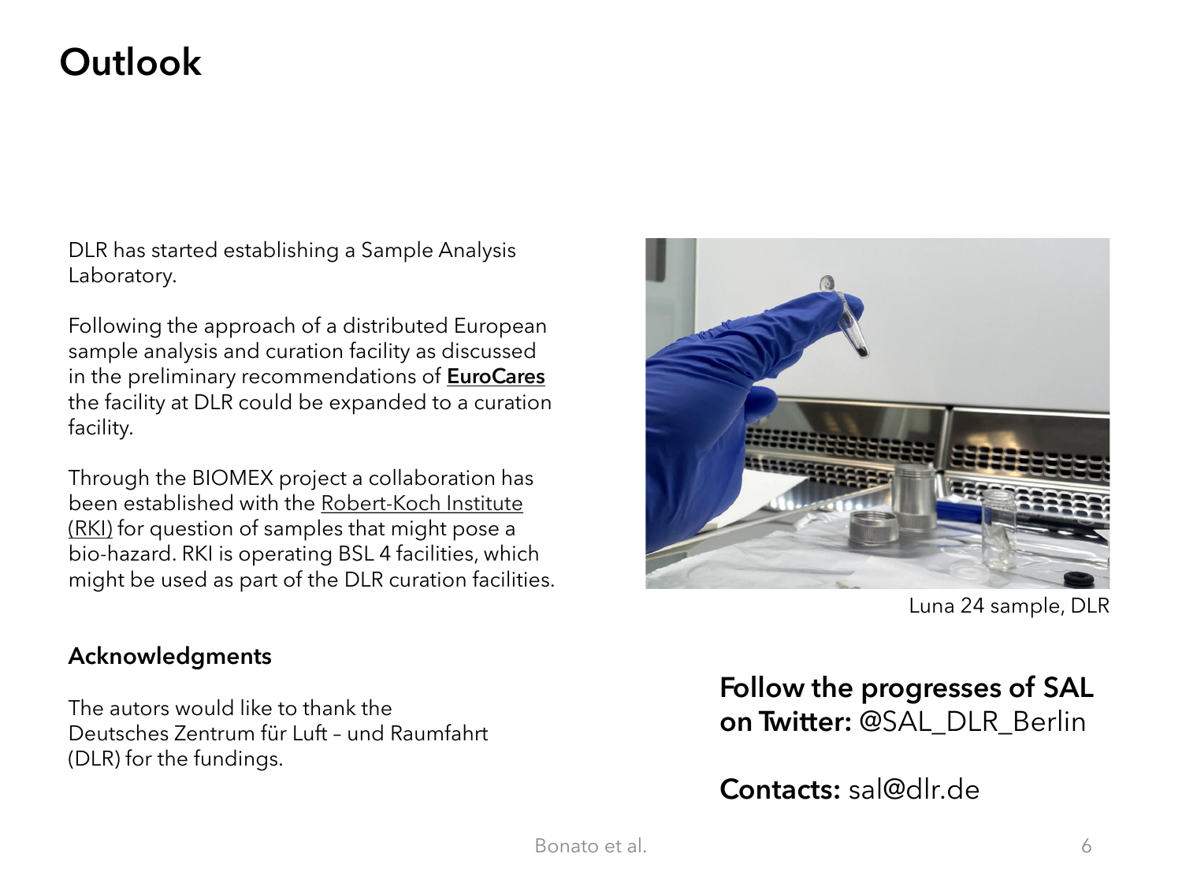# Outlook

DLR has started establishing a Sample Analysis Laboratory.

Following the approach of a distributed European sample analysis and curation facility as discussed in the preliminary recommendations of **EuroCares** the facility at DLR could be expanded to a curation facility.

Through the BIOMEX project a collaboration has been established with the Robert-Koch Institute (RKI) for question of samples that might pose a bio-hazard. RKI is operating BSL 4 facilities, which might be used as part of the DLR curation facilities.

Luna 24 sample, DLR

### Acknowledgments

The autors would like to thank the Deutsches Zentrum für Luft – und Raumfahrt (DLR) for the fundings.

**Follow the progresses of SAL on Twitter:** @SAL_DLR_Berlin

**Contacts:** sal@dlr.de